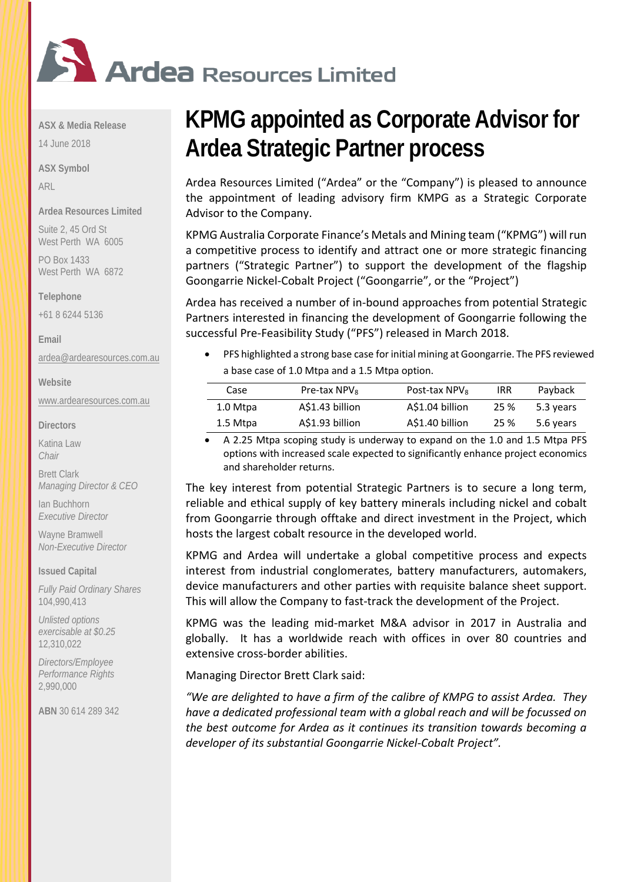# Ardea Resources Limited

**ASX & Media Release**

14 June 2018

**ASX Symbol**

ARL

**Ardea Resources Limited**

Suite 2, 45 Ord St
West Perth WA 6005

PO Box 1433
West Perth WA 6872

**Telephone**

+61 8 6244 5136

**Email**

ardea@ardearesources.com.au

**Website**

www.ardearesources.com.au

**Directors**

Katina Law
*Chair*

Brett Clark
*Managing Director & CEO*

Ian Buchhorn
*Executive Director*

Wayne Bramwell
*Non-Executive Director*

**Issued Capital**

*Fully Paid Ordinary Shares*
104,990,413

*Unlisted options exercisable at $0.25*
12,310,022

*Directors/Employee Performance Rights*
2,990,000

**ABN** 30 614 289 342

# KPMG appointed as Corporate Advisor for Ardea Strategic Partner process

Ardea Resources Limited ("Ardea" or the "Company") is pleased to announce the appointment of leading advisory firm KPMG as a Strategic Corporate Advisor to the Company.

KPMG Australia Corporate Finance's Metals and Mining team ("KPMG") will run a competitive process to identify and attract one or more strategic financing partners ("Strategic Partner") to support the development of the flagship Goongarrie Nickel-Cobalt Project ("Goongarrie", or the "Project")

Ardea has received a number of in-bound approaches from potential Strategic Partners interested in financing the development of Goongarrie following the successful Pre-Feasibility Study ("PFS") released in March 2018.

- PFS highlighted a strong base case for initial mining at Goongarrie. The PFS reviewed a base case of 1.0 Mtpa and a 1.5 Mtpa option.

| Case | Pre-tax $NPV_8$ | Post-tax $NPV_8$ | IRR | Payback |
|---|---|---|---|---|
| 1.0 Mtpa | A$1.43 billion | A$1.04 billion | 25 % | 5.3 years |
| 1.5 Mtpa | A$1.93 billion | A$1.40 billion | 25 % | 5.6 years |

- A 2.25 Mtpa scoping study is underway to expand on the 1.0 and 1.5 Mtpa PFS options with increased scale expected to significantly enhance project economics and shareholder returns.

The key interest from potential Strategic Partners is to secure a long term, reliable and ethical supply of key battery minerals including nickel and cobalt from Goongarrie through offtake and direct investment in the Project, which hosts the largest cobalt resource in the developed world.

KPMG and Ardea will undertake a global competitive process and expects interest from industrial conglomerates, battery manufacturers, automakers, device manufacturers and other parties with requisite balance sheet support. This will allow the Company to fast-track the development of the Project.

KPMG was the leading mid-market M&A advisor in 2017 in Australia and globally. It has a worldwide reach with offices in over 80 countries and extensive cross-border abilities.

Managing Director Brett Clark said:

*"We are delighted to have a firm of the calibre of KPMG to assist Ardea. They have a dedicated professional team with a global reach and will be focussed on the best outcome for Ardea as it continues its transition towards becoming a developer of its substantial Goongarrie Nickel-Cobalt Project".*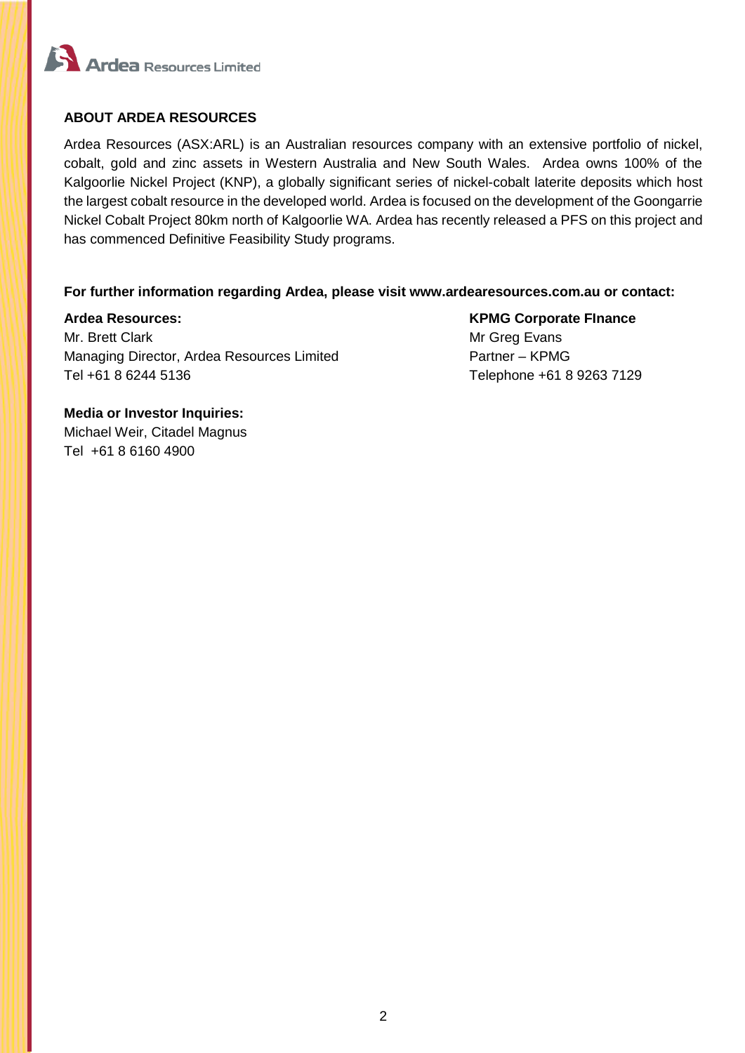## ABOUT ARDEA RESOURCES

Ardea Resources (ASX:ARL) is an Australian resources company with an extensive portfolio of nickel, cobalt, gold and zinc assets in Western Australia and New South Wales. Ardea owns 100% of the Kalgoorlie Nickel Project (KNP), a globally significant series of nickel-cobalt laterite deposits which host the largest cobalt resource in the developed world. Ardea is focused on the development of the Goongarrie Nickel Cobalt Project 80km north of Kalgoorlie WA. Ardea has recently released a PFS on this project and has commenced Definitive Feasibility Study programs.

**For further information regarding Ardea, please visit www.ardearesources.com.au or contact:**

**Ardea Resources:**
Mr. Brett Clark
Managing Director, Ardea Resources Limited
Tel +61 8 6244 5136

**KPMG Corporate FInance**
Mr Greg Evans
Partner – KPMG
Telephone +61 8 9263 7129

**Media or Investor Inquiries:**
Michael Weir, Citadel Magnus
Tel +61 8 6160 4900